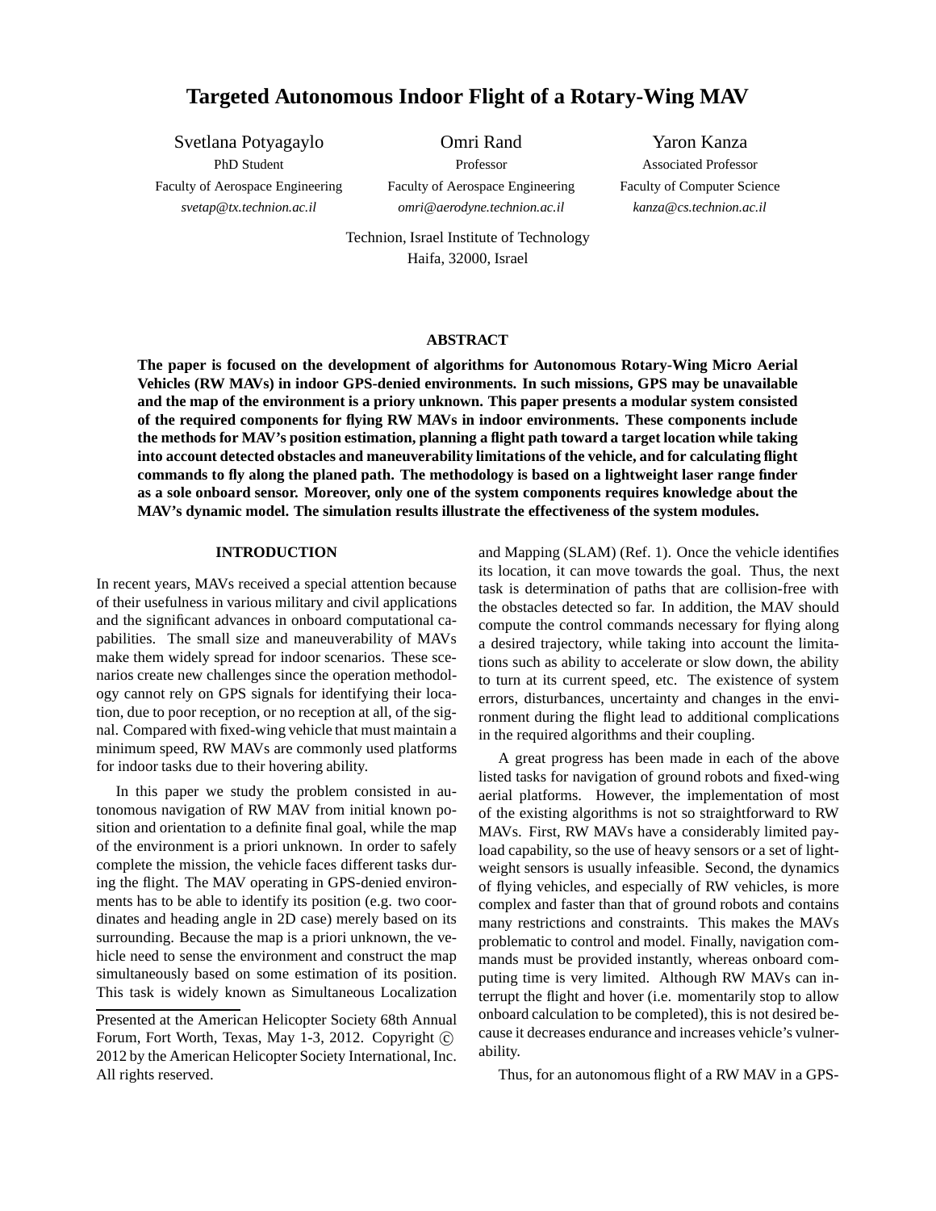# Targeted Autonomous Indoor Flight of a Rotary-Wing MAV

Svetlana Potyagaylo
PhD Student
Faculty of Aerospace Engineering
*svetap@tx.technion.ac.il*

Omri Rand
Professor
Faculty of Aerospace Engineering
*omri@aerodyne.technion.ac.il*

Yaron Kanza
Associated Professor
Faculty of Computer Science
*kanza@cs.technion.ac.il*

Technion, Israel Institute of Technology
Haifa, 32000, Israel

## ABSTRACT

**The paper is focused on the development of algorithms for Autonomous Rotary-Wing Micro Aerial Vehicles (RW MAVs) in indoor GPS-denied environments. In such missions, GPS may be unavailable and the map of the environment is a priory unknown. This paper presents a modular system consisted of the required components for flying RW MAVs in indoor environments. These components include the methods for MAV's position estimation, planning a flight path toward a target location while taking into account detected obstacles and maneuverability limitations of the vehicle, and for calculating flight commands to fly along the planed path. The methodology is based on a lightweight laser range finder as a sole onboard sensor. Moreover, only one of the system components requires knowledge about the MAV's dynamic model. The simulation results illustrate the effectiveness of the system modules.**

## INTRODUCTION

In recent years, MAVs received a special attention because of their usefulness in various military and civil applications and the significant advances in onboard computational capabilities. The small size and maneuverability of MAVs make them widely spread for indoor scenarios. These scenarios create new challenges since the operation methodology cannot rely on GPS signals for identifying their location, due to poor reception, or no reception at all, of the signal. Compared with fixed-wing vehicle that must maintain a minimum speed, RW MAVs are commonly used platforms for indoor tasks due to their hovering ability.

In this paper we study the problem consisted in autonomous navigation of RW MAV from initial known position and orientation to a definite final goal, while the map of the environment is a priori unknown. In order to safely complete the mission, the vehicle faces different tasks during the flight. The MAV operating in GPS-denied environments has to be able to identify its position (e.g. two coordinates and heading angle in 2D case) merely based on its surrounding. Because the map is a priori unknown, the vehicle need to sense the environment and construct the map simultaneously based on some estimation of its position. This task is widely known as Simultaneous Localization and Mapping (SLAM) (Ref. 1). Once the vehicle identifies its location, it can move towards the goal. Thus, the next task is determination of paths that are collision-free with the obstacles detected so far. In addition, the MAV should compute the control commands necessary for flying along a desired trajectory, while taking into account the limitations such as ability to accelerate or slow down, the ability to turn at its current speed, etc. The existence of system errors, disturbances, uncertainty and changes in the environment during the flight lead to additional complications in the required algorithms and their coupling.

A great progress has been made in each of the above listed tasks for navigation of ground robots and fixed-wing aerial platforms. However, the implementation of most of the existing algorithms is not so straightforward to RW MAVs. First, RW MAVs have a considerably limited payload capability, so the use of heavy sensors or a set of lightweight sensors is usually infeasible. Second, the dynamics of flying vehicles, and especially of RW vehicles, is more complex and faster than that of ground robots and contains many restrictions and constraints. This makes the MAVs problematic to control and model. Finally, navigation commands must be provided instantly, whereas onboard computing time is very limited. Although RW MAVs can interrupt the flight and hover (i.e. momentarily stop to allow onboard calculation to be completed), this is not desired because it decreases endurance and increases vehicle's vulnerability.

Thus, for an autonomous flight of a RW MAV in a GPS-

Presented at the American Helicopter Society 68th Annual Forum, Fort Worth, Texas, May 1-3, 2012. Copyright © 2012 by the American Helicopter Society International, Inc. All rights reserved.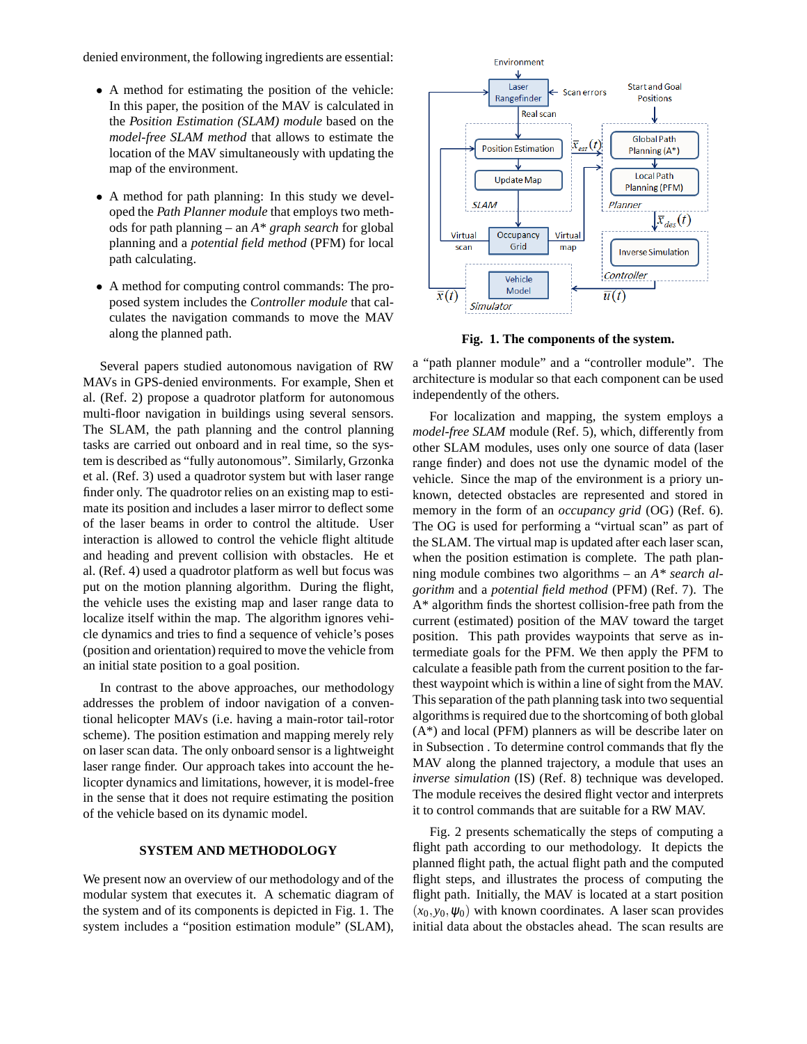denied environment, the following ingredients are essential:

- A method for estimating the position of the vehicle: In this paper, the position of the MAV is calculated in the *Position Estimation (SLAM) module* based on the *model-free SLAM method* that allows to estimate the location of the MAV simultaneously with updating the map of the environment.
- A method for path planning: In this study we developed the *Path Planner module* that employs two methods for path planning – an *A\* graph search* for global planning and a *potential field method* (PFM) for local path calculating.
- A method for computing control commands: The proposed system includes the *Controller module* that calculates the navigation commands to move the MAV along the planned path.

Several papers studied autonomous navigation of RW MAVs in GPS-denied environments. For example, Shen et al. (Ref. 2) propose a quadrotor platform for autonomous multi-floor navigation in buildings using several sensors. The SLAM, the path planning and the control planning tasks are carried out onboard and in real time, so the system is described as "fully autonomous". Similarly, Grzonka et al. (Ref. 3) used a quadrotor system but with laser range finder only. The quadrotor relies on an existing map to estimate its position and includes a laser mirror to deflect some of the laser beams in order to control the altitude. User interaction is allowed to control the vehicle flight altitude and heading and prevent collision with obstacles. He et al. (Ref. 4) used a quadrotor platform as well but focus was put on the motion planning algorithm. During the flight, the vehicle uses the existing map and laser range data to localize itself within the map. The algorithm ignores vehicle dynamics and tries to find a sequence of vehicle's poses (position and orientation) required to move the vehicle from an initial state position to a goal position.

In contrast to the above approaches, our methodology addresses the problem of indoor navigation of a conventional helicopter MAVs (i.e. having a main-rotor tail-rotor scheme). The position estimation and mapping merely rely on laser scan data. The only onboard sensor is a lightweight laser range finder. Our approach takes into account the helicopter dynamics and limitations, however, it is model-free in the sense that it does not require estimating the position of the vehicle based on its dynamic model.

## SYSTEM AND METHODOLOGY

We present now an overview of our methodology and of the modular system that executes it. A schematic diagram of the system and of its components is depicted in Fig. 1. The system includes a "position estimation module" (SLAM), a "path planner module" and a "controller module". The architecture is modular so that each component can be used independently of the others.

**Fig. 1. The components of the system.**

For localization and mapping, the system employs a *model-free SLAM* module (Ref. 5), which, differently from other SLAM modules, uses only one source of data (laser range finder) and does not use the dynamic model of the vehicle. Since the map of the environment is a priory unknown, detected obstacles are represented and stored in memory in the form of an *occupancy grid* (OG) (Ref. 6). The OG is used for performing a "virtual scan" as part of the SLAM. The virtual map is updated after each laser scan, when the position estimation is complete. The path planning module combines two algorithms – an *A\* search algorithm* and a *potential field method* (PFM) (Ref. 7). The A\* algorithm finds the shortest collision-free path from the current (estimated) position of the MAV toward the target position. This path provides waypoints that serve as intermediate goals for the PFM. We then apply the PFM to calculate a feasible path from the current position to the farthest waypoint which is within a line of sight from the MAV. This separation of the path planning task into two sequential algorithms is required due to the shortcoming of both global (A\*) and local (PFM) planners as will be describe later on in Subsection . To determine control commands that fly the MAV along the planned trajectory, a module that uses an *inverse simulation* (IS) (Ref. 8) technique was developed. The module receives the desired flight vector and interprets it to control commands that are suitable for a RW MAV.

Fig. 2 presents schematically the steps of computing a flight path according to our methodology. It depicts the planned flight path, the actual flight path and the computed flight steps, and illustrates the process of computing the flight path. Initially, the MAV is located at a start position $(x_0, y_0, \psi_0)$ with known coordinates. A laser scan provides initial data about the obstacles ahead. The scan results are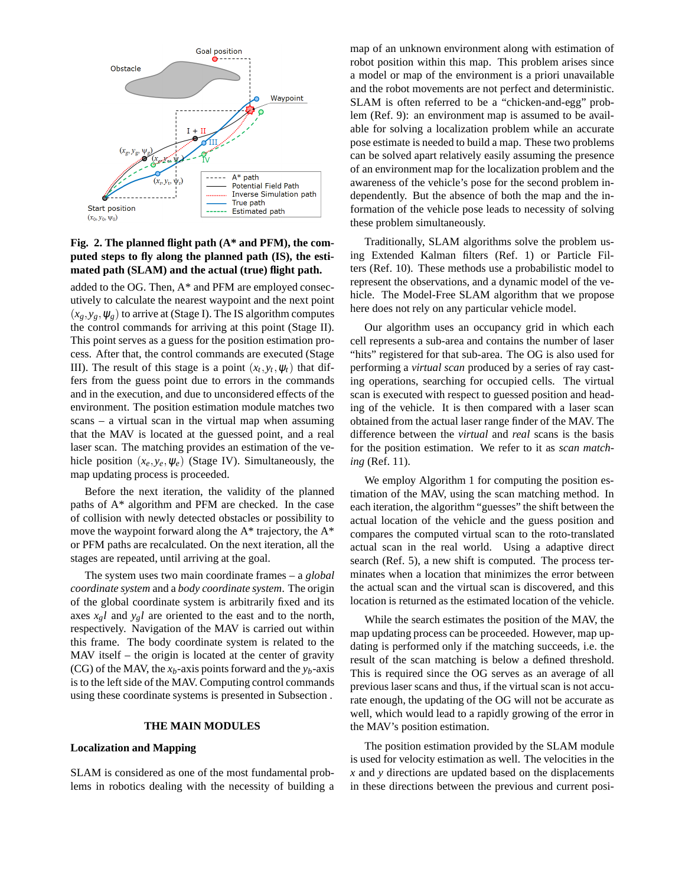Fig. 2. The planned flight path (A* and PFM), the computed steps to fly along the planned path (IS), the estimated path (SLAM) and the actual (true) flight path.

added to the OG. Then, A* and PFM are employed consecutively to calculate the nearest waypoint and the next point $(x_g, y_g, \psi_g)$ to arrive at (Stage I). The IS algorithm computes the control commands for arriving at this point (Stage II). This point serves as a guess for the position estimation process. After that, the control commands are executed (Stage III). The result of this stage is a point $(x_t, y_t, \psi_t)$ that differs from the guess point due to errors in the commands and in the execution, and due to unconsidered effects of the environment. The position estimation module matches two scans – a virtual scan in the virtual map when assuming that the MAV is located at the guessed point, and a real laser scan. The matching provides an estimation of the vehicle position $(x_e, y_e, \psi_e)$ (Stage IV). Simultaneously, the map updating process is proceeded.

Before the next iteration, the validity of the planned paths of A* algorithm and PFM are checked. In the case of collision with newly detected obstacles or possibility to move the waypoint forward along the A* trajectory, the A* or PFM paths are recalculated. On the next iteration, all the stages are repeated, until arriving at the goal.

The system uses two main coordinate frames – a *global coordinate system* and a *body coordinate system*. The origin of the global coordinate system is arbitrarily fixed and its axes $x_gl$ and $y_gl$ are oriented to the east and to the north, respectively. Navigation of the MAV is carried out within this frame. The body coordinate system is related to the MAV itself – the origin is located at the center of gravity (CG) of the MAV, the $x_b$-axis points forward and the $y_b$-axis is to the left side of the MAV. Computing control commands using these coordinate systems is presented in Subsection .

## THE MAIN MODULES

### Localization and Mapping

SLAM is considered as one of the most fundamental problems in robotics dealing with the necessity of building a map of an unknown environment along with estimation of robot position within this map. This problem arises since a model or map of the environment is a priori unavailable and the robot movements are not perfect and deterministic. SLAM is often referred to be a "chicken-and-egg" problem (Ref. 9): an environment map is assumed to be available for solving a localization problem while an accurate pose estimate is needed to build a map. These two problems can be solved apart relatively easily assuming the presence of an environment map for the localization problem and the awareness of the vehicle's pose for the second problem independently. But the absence of both the map and the information of the vehicle pose leads to necessity of solving these problem simultaneously.

Traditionally, SLAM algorithms solve the problem using Extended Kalman filters (Ref. 1) or Particle Filters (Ref. 10). These methods use a probabilistic model to represent the observations, and a dynamic model of the vehicle. The Model-Free SLAM algorithm that we propose here does not rely on any particular vehicle model.

Our algorithm uses an occupancy grid in which each cell represents a sub-area and contains the number of laser "hits" registered for that sub-area. The OG is also used for performing a *virtual scan* produced by a series of ray casting operations, searching for occupied cells. The virtual scan is executed with respect to guessed position and heading of the vehicle. It is then compared with a laser scan obtained from the actual laser range finder of the MAV. The difference between the *virtual* and *real* scans is the basis for the position estimation. We refer to it as *scan matching* (Ref. 11).

We employ Algorithm 1 for computing the position estimation of the MAV, using the scan matching method. In each iteration, the algorithm "guesses" the shift between the actual location of the vehicle and the guess position and compares the computed virtual scan to the roto-translated actual scan in the real world. Using a adaptive direct search (Ref. 5), a new shift is computed. The process terminates when a location that minimizes the error between the actual scan and the virtual scan is discovered, and this location is returned as the estimated location of the vehicle.

While the search estimates the position of the MAV, the map updating process can be proceeded. However, map updating is performed only if the matching succeeds, i.e. the result of the scan matching is below a defined threshold. This is required since the OG serves as an average of all previous laser scans and thus, if the virtual scan is not accurate enough, the updating of the OG will not be accurate as well, which would lead to a rapidly growing of the error in the MAV's position estimation.

The position estimation provided by the SLAM module is used for velocity estimation as well. The velocities in the $x$ and $y$ directions are updated based on the displacements in these directions between the previous and current posi-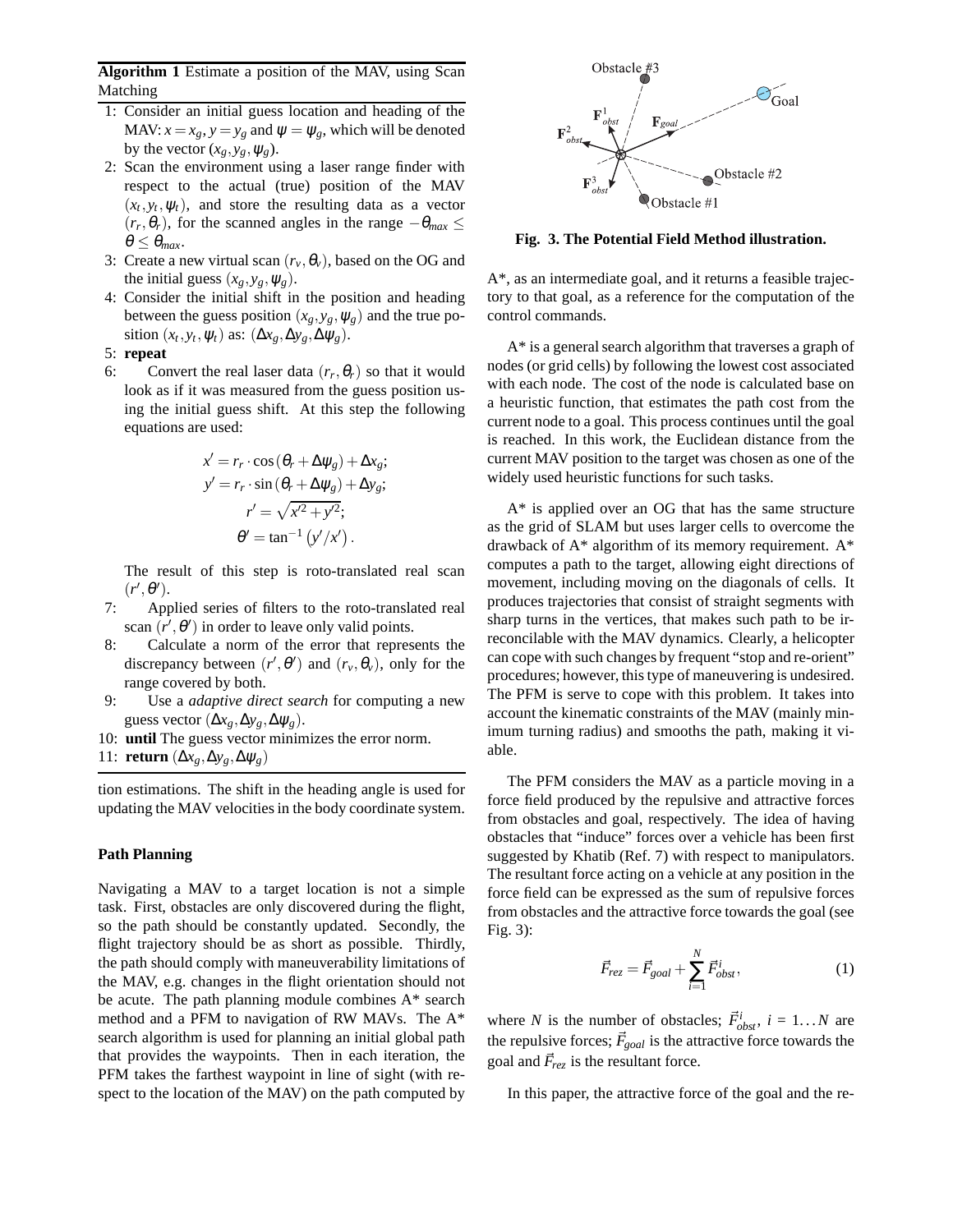**Algorithm 1** Estimate a position of the MAV, using Scan Matching

1: Consider an initial guess location and heading of the MAV: $x = x_g, y = y_g$ and $\psi = \psi_g$, which will be denoted by the vector $(x_g, y_g, \psi_g)$.
2: Scan the environment using a laser range finder with respect to the actual (true) position of the MAV $(x_t, y_t, \psi_t)$, and store the resulting data as a vector $(r_r, \theta_r)$, for the scanned angles in the range $-\theta_{max} \leq \theta \leq \theta_{max}$.
3: Create a new virtual scan $(r_v, \theta_v)$, based on the OG and the initial guess $(x_g, y_g, \psi_g)$.
4: Consider the initial shift in the position and heading between the guess position $(x_g, y_g, \psi_g)$ and the true position $(x_t, y_t, \psi_t)$ as: $(\Delta x_g, \Delta y_g, \Delta\psi_g)$.
5: **repeat**
6: Convert the real laser data $(r_r, \theta_r)$ so that it would look as if it was measured from the guess position using the initial guess shift. At this step the following equations are used:

$$
\begin{aligned}
x' &= r_r \cdot \cos(\theta_r + \Delta\psi_g) + \Delta x_g; \\
y' &= r_r \cdot \sin(\theta_r + \Delta\psi_g) + \Delta y_g; \\
r' &= \sqrt{x'^2 + y'^2}; \\
\theta' &= \tan^{-1}(y'/x').
\end{aligned}
$$

The result of this step is roto-translated real scan $(r', \theta')$.
7: Applied series of filters to the roto-translated real scan $(r', \theta')$ in order to leave only valid points.
8: Calculate a norm of the error that represents the discrepancy between $(r', \theta')$ and $(r_v, \theta_v)$, only for the range covered by both.
9: Use a *adaptive direct search* for computing a new guess vector $(\Delta x_g, \Delta y_g, \Delta\psi_g)$.
10: **until** The guess vector minimizes the error norm.
11: **return** $(\Delta x_g, \Delta y_g, \Delta\psi_g)$

tion estimations. The shift in the heading angle is used for updating the MAV velocities in the body coordinate system.

**Path Planning**

Navigating a MAV to a target location is not a simple task. First, obstacles are only discovered during the flight, so the path should be constantly updated. Secondly, the flight trajectory should be as short as possible. Thirdly, the path should comply with maneuverability limitations of the MAV, e.g. changes in the flight orientation should not be acute. The path planning module combines A* search method and a PFM to navigation of RW MAVs. The A* search algorithm is used for planning an initial global path that provides the waypoints. Then in each iteration, the PFM takes the farthest waypoint in line of sight (with respect to the location of the MAV) on the path computed by A*, as an intermediate goal, and it returns a feasible trajectory to that goal, as a reference for the computation of the control commands.

A* is a general search algorithm that traverses a graph of nodes (or grid cells) by following the lowest cost associated with each node. The cost of the node is calculated base on a heuristic function, that estimates the path cost from the current node to a goal. This process continues until the goal is reached. In this work, the Euclidean distance from the current MAV position to the target was chosen as one of the widely used heuristic functions for such tasks.

A* is applied over an OG that has the same structure as the grid of SLAM but uses larger cells to overcome the drawback of A* algorithm of its memory requirement. A* computes a path to the target, allowing eight directions of movement, including moving on the diagonals of cells. It produces trajectories that consist of straight segments with sharp turns in the vertices, that makes such path to be irreconcilable with the MAV dynamics. Clearly, a helicopter can cope with such changes by frequent "stop and re-orient" procedures; however, this type of maneuvering is undesired. The PFM is serve to cope with this problem. It takes into account the kinematic constraints of the MAV (mainly minimum turning radius) and smooths the path, making it viable.

**Fig. 3. The Potential Field Method illustration.**

The PFM considers the MAV as a particle moving in a force field produced by the repulsive and attractive forces from obstacles and goal, respectively. The idea of having obstacles that "induce" forces over a vehicle has been first suggested by Khatib (Ref. 7) with respect to manipulators. The resultant force acting on a vehicle at any position in the force field can be expressed as the sum of repulsive forces from obstacles and the attractive force towards the goal (see Fig. 3):

$$
\vec{F}_{rez} = \vec{F}_{goal} + \sum_{i=1}^{N} \vec{F}^{i}_{obst}, \tag{1}
$$

where $N$ is the number of obstacles; $\vec{F}^{i}_{obst}$, $i = 1 \ldots N$ are the repulsive forces; $\vec{F}_{goal}$ is the attractive force towards the goal and $\vec{F}_{rez}$ is the resultant force.

In this paper, the attractive force of the goal and the re-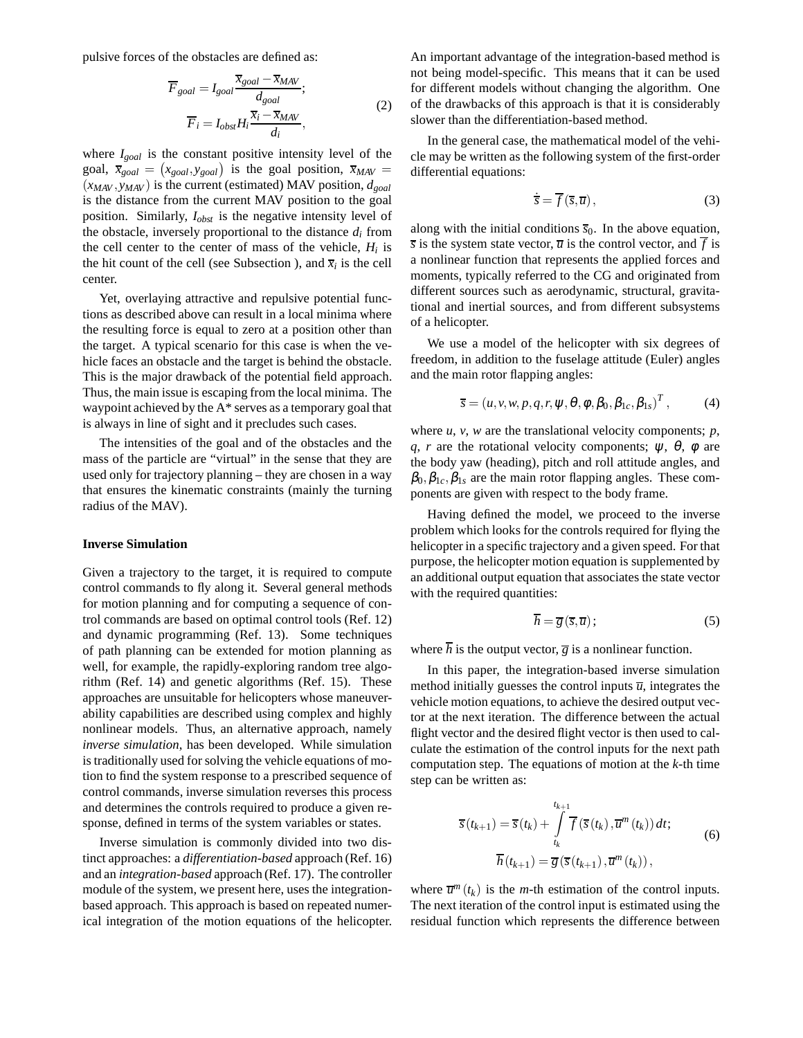pulsive forces of the obstacles are defined as:

$$\overline{F}_{goal} = I_{goal} \frac{\overline{x}_{goal} - \overline{x}_{MAV}}{d_{goal}}; \\ \overline{F}_i = I_{obst} H_i \frac{\overline{x}_i - \overline{x}_{MAV}}{d_i}, \tag{2}$$

where $I_{goal}$ is the constant positive intensity level of the goal, $\overline{x}_{goal} = (x_{goal}, y_{goal})$ is the goal position, $\overline{x}_{MAV} = (x_{MAV}, y_{MAV})$ is the current (estimated) MAV position, $d_{goal}$ is the distance from the current MAV position to the goal position. Similarly, $I_{obst}$ is the negative intensity level of the obstacle, inversely proportional to the distance $d_i$ from the cell center to the center of mass of the vehicle, $H_i$ is the hit count of the cell (see Subsection ), and $\overline{x}_i$ is the cell center.

Yet, overlaying attractive and repulsive potential functions as described above can result in a local minima where the resulting force is equal to zero at a position other than the target. A typical scenario for this case is when the vehicle faces an obstacle and the target is behind the obstacle. This is the major drawback of the potential field approach. Thus, the main issue is escaping from the local minima. The waypoint achieved by the A* serves as a temporary goal that is always in line of sight and it precludes such cases.

The intensities of the goal and of the obstacles and the mass of the particle are "virtual" in the sense that they are used only for trajectory planning – they are chosen in a way that ensures the kinematic constraints (mainly the turning radius of the MAV).

**Inverse Simulation**

Given a trajectory to the target, it is required to compute control commands to fly along it. Several general methods for motion planning and for computing a sequence of control commands are based on optimal control tools (Ref. 12) and dynamic programming (Ref. 13). Some techniques of path planning can be extended for motion planning as well, for example, the rapidly-exploring random tree algorithm (Ref. 14) and genetic algorithms (Ref. 15). These approaches are unsuitable for helicopters whose maneuverability capabilities are described using complex and highly nonlinear models. Thus, an alternative approach, namely *inverse simulation*, has been developed. While simulation is traditionally used for solving the vehicle equations of motion to find the system response to a prescribed sequence of control commands, inverse simulation reverses this process and determines the controls required to produce a given response, defined in terms of the system variables or states.

Inverse simulation is commonly divided into two distinct approaches: a *differentiation-based* approach (Ref. 16) and an *integration-based* approach (Ref. 17). The controller module of the system, we present here, uses the integration-based approach. This approach is based on repeated numerical integration of the motion equations of the helicopter. An important advantage of the integration-based method is not being model-specific. This means that it can be used for different models without changing the algorithm. One of the drawbacks of this approach is that it is considerably slower than the differentiation-based method.

In the general case, the mathematical model of the vehicle may be written as the following system of the first-order differential equations:

$$\dot{\overline{s}} = \overline{f}(\overline{s}, \overline{u}), \tag{3}$$

along with the initial conditions $\overline{s}_0$. In the above equation, $\overline{s}$ is the system state vector, $\overline{u}$ is the control vector, and $\overline{f}$ is a nonlinear function that represents the applied forces and moments, typically referred to the CG and originated from different sources such as aerodynamic, structural, gravitational and inertial sources, and from different subsystems of a helicopter.

We use a model of the helicopter with six degrees of freedom, in addition to the fuselage attitude (Euler) angles and the main rotor flapping angles:

$$\overline{s} = (u, v, w, p, q, r, \psi, \theta, \phi, \beta_0, \beta_{1c}, \beta_{1s})^T, \tag{4}$$

where $u$, $v$, $w$ are the translational velocity components; $p$, $q$, $r$ are the rotational velocity components; $\psi$, $\theta$, $\phi$ are the body yaw (heading), pitch and roll attitude angles, and $\beta_0, \beta_{1c}, \beta_{1s}$ are the main rotor flapping angles. These components are given with respect to the body frame.

Having defined the model, we proceed to the inverse problem which looks for the controls required for flying the helicopter in a specific trajectory and a given speed. For that purpose, the helicopter motion equation is supplemented by an additional output equation that associates the state vector with the required quantities:

$$\overline{h} = \overline{g}(\overline{s}, \overline{u}); \tag{5}$$

where $\overline{h}$ is the output vector, $\overline{g}$ is a nonlinear function.

In this paper, the integration-based inverse simulation method initially guesses the control inputs $\overline{u}$, integrates the vehicle motion equations, to achieve the desired output vector at the next iteration. The difference between the actual flight vector and the desired flight vector is then used to calculate the estimation of the control inputs for the next path computation step. The equations of motion at the $k$-th time step can be written as:

$$\overline{s}(t_{k+1}) = \overline{s}(t_k) + \int_{t_k}^{t_{k+1}} \overline{f}(\overline{s}(t_k), \overline{u}^m(t_k))\, dt; \\ \overline{h}(t_{k+1}) = \overline{g}(\overline{s}(t_{k+1}), \overline{u}^m(t_k)), \tag{6}$$

where $\overline{u}^m(t_k)$ is the $m$-th estimation of the control inputs. The next iteration of the control input is estimated using the residual function which represents the difference between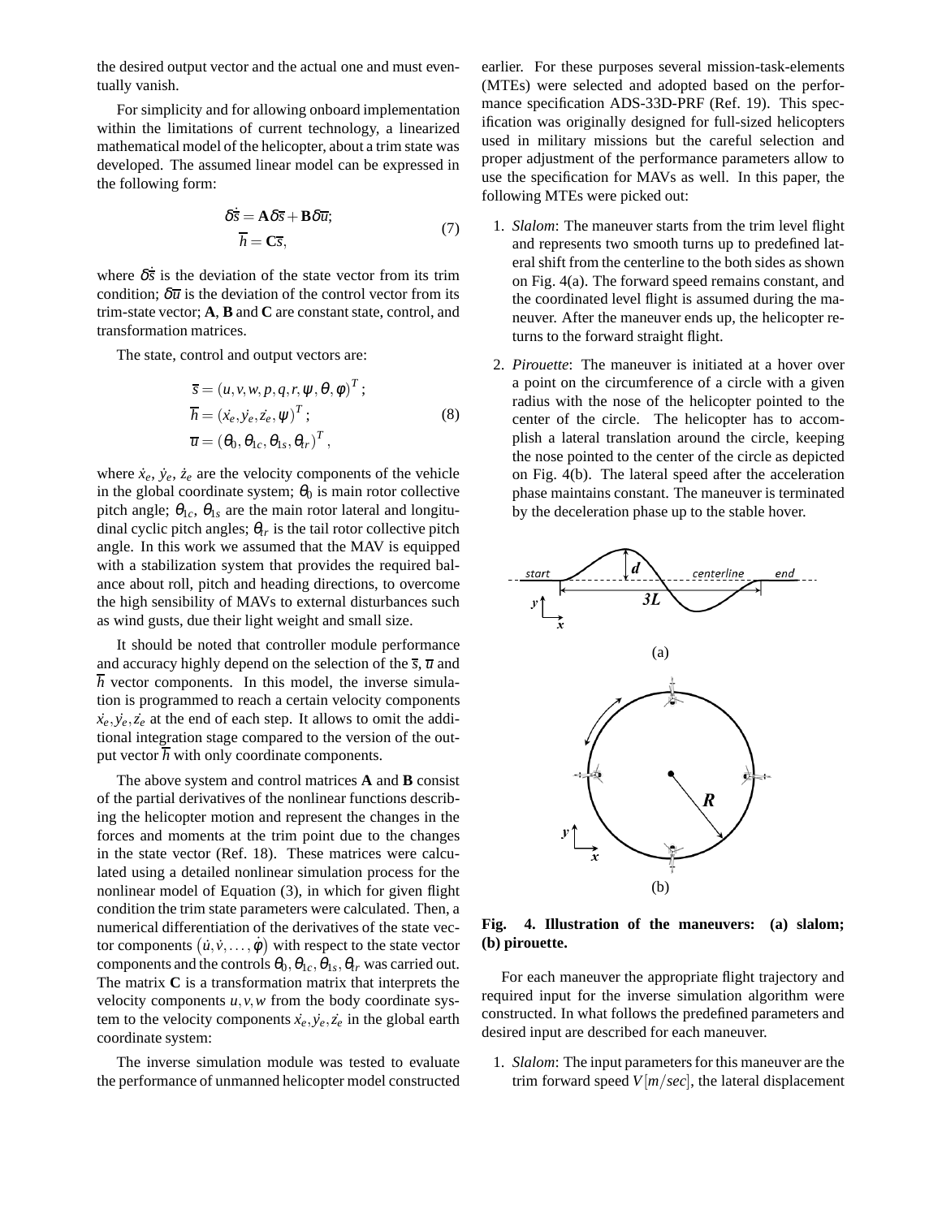the desired output vector and the actual one and must eventually vanish.

For simplicity and for allowing onboard implementation within the limitations of current technology, a linearized mathematical model of the helicopter, about a trim state was developed. The assumed linear model can be expressed in the following form:

$$\begin{aligned} \delta\dot{\bar{s}} &= \mathbf{A}\delta\bar{s} + \mathbf{B}\delta\bar{u}; \\ \bar{h} &= \mathbf{C}\bar{s}, \end{aligned} \tag{7}$$

where $\delta\dot{\bar{s}}$ is the deviation of the state vector from its trim condition; $\delta\bar{u}$ is the deviation of the control vector from its trim-state vector; **A**, **B** and **C** are constant state, control, and transformation matrices.

The state, control and output vectors are:

$$\begin{aligned} \bar{s} &= (u, v, w, p, q, r, \psi, \theta, \phi)^T; \\ \bar{h} &= (\dot{x}_e, \dot{y}_e, \dot{z}_e, \psi)^T; \\ \bar{u} &= (\theta_0, \theta_{1c}, \theta_{1s}, \theta_{tr})^T, \end{aligned} \tag{8}$$

where $\dot{x}_e$, $\dot{y}_e$, $\dot{z}_e$ are the velocity components of the vehicle in the global coordinate system; $\theta_0$ is main rotor collective pitch angle; $\theta_{1c}$, $\theta_{1s}$ are the main rotor lateral and longitudinal cyclic pitch angles; $\theta_{tr}$ is the tail rotor collective pitch angle. In this work we assumed that the MAV is equipped with a stabilization system that provides the required balance about roll, pitch and heading directions, to overcome the high sensibility of MAVs to external disturbances such as wind gusts, due their light weight and small size.

It should be noted that controller module performance and accuracy highly depend on the selection of the $\bar{s}$, $\bar{u}$ and $\bar{h}$ vector components. In this model, the inverse simulation is programmed to reach a certain velocity components $\dot{x}_e, \dot{y}_e, \dot{z}_e$ at the end of each step. It allows to omit the additional integration stage compared to the version of the output vector $\bar{h}$ with only coordinate components.

The above system and control matrices **A** and **B** consist of the partial derivatives of the nonlinear functions describing the helicopter motion and represent the changes in the forces and moments at the trim point due to the changes in the state vector (Ref. 18). These matrices were calculated using a detailed nonlinear simulation process for the nonlinear model of Equation (3), in which for given flight condition the trim state parameters were calculated. Then, a numerical differentiation of the derivatives of the state vector components $(\dot{u}, \dot{v}, \ldots, \dot{\phi})$ with respect to the state vector components and the controls $\theta_0, \theta_{1c}, \theta_{1s}, \theta_{tr}$ was carried out. The matrix **C** is a transformation matrix that interprets the velocity components $u, v, w$ from the body coordinate system to the velocity components $\dot{x}_e, \dot{y}_e, \dot{z}_e$ in the global earth coordinate system:

The inverse simulation module was tested to evaluate the performance of unmanned helicopter model constructed earlier. For these purposes several mission-task-elements (MTEs) were selected and adopted based on the performance specification ADS-33D-PRF (Ref. 19). This specification was originally designed for full-sized helicopters used in military missions but the careful selection and proper adjustment of the performance parameters allow to use the specification for MAVs as well. In this paper, the following MTEs were picked out:

1. *Slalom*: The maneuver starts from the trim level flight and represents two smooth turns up to predefined lateral shift from the centerline to the both sides as shown on Fig. 4(a). The forward speed remains constant, and the coordinated level flight is assumed during the maneuver. After the maneuver ends up, the helicopter returns to the forward straight flight.

2. *Pirouette*: The maneuver is initiated at a hover over a point on the circumference of a circle with a given radius with the nose of the helicopter pointed to the center of the circle. The helicopter has to accomplish a lateral translation around the circle, keeping the nose pointed to the center of the circle as depicted on Fig. 4(b). The lateral speed after the acceleration phase maintains constant. The maneuver is terminated by the deceleration phase up to the stable hover.

(a)

(b)

**Fig. 4. Illustration of the maneuvers: (a) slalom; (b) pirouette.**

For each maneuver the appropriate flight trajectory and required input for the inverse simulation algorithm were constructed. In what follows the predefined parameters and desired input are described for each maneuver.

1. *Slalom*: The input parameters for this maneuver are the trim forward speed $V\,[m/sec]$, the lateral displacement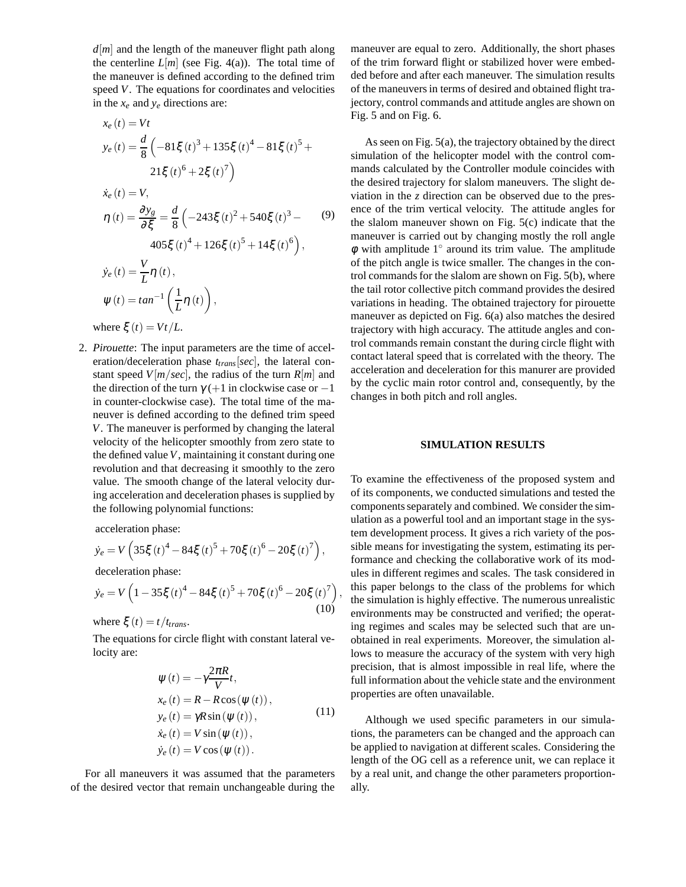$d[m]$ and the length of the maneuver flight path along the centerline $L[m]$ (see Fig. 4(a)). The total time of the maneuver is defined according to the defined trim speed $V$. The equations for coordinates and velocities in the $x_e$ and $y_e$ directions are:

$$
\begin{aligned}
&x_e(t) = Vt \\
&y_e(t) = \frac{d}{8}\left(-81\xi(t)^3 + 135\xi(t)^4 - 81\xi(t)^5 + 21\xi(t)^6 + 2\xi(t)^7\right) \\
&\dot{x}_e(t) = V, \\
&\eta(t) = \frac{\partial y_g}{\partial \xi} = \frac{d}{8}\left(-243\xi(t)^2 + 540\xi(t)^3 - 405\xi(t)^4 + 126\xi(t)^5 + 14\xi(t)^6\right), \\
&\dot{y}_e(t) = \frac{V}{L}\eta(t), \\
&\psi(t) = tan^{-1}\left(\frac{1}{L}\eta(t)\right),
\end{aligned}
\tag{9}
$$

where $\xi(t) = Vt/L$.

2. *Pirouette*: The input parameters are the time of acceleration/deceleration phase $t_{trans}[sec]$, the lateral constant speed $V[m/sec]$, the radius of the turn $R[m]$ and the direction of the turn $\gamma$ ($+1$ in clockwise case or $-1$ in counter-clockwise case). The total time of the maneuver is defined according to the defined trim speed $V$. The maneuver is performed by changing the lateral velocity of the helicopter smoothly from zero state to the defined value $V$, maintaining it constant during one revolution and that decreasing it smoothly to the zero value. The smooth change of the lateral velocity during acceleration and deceleration phases is supplied by the following polynomial functions:

   acceleration phase:

$$
\dot{y}_e = V\left(35\xi(t)^4 - 84\xi(t)^5 + 70\xi(t)^6 - 20\xi(t)^7\right),
$$

   deceleration phase:

$$
\dot{y}_e = V\left(1 - 35\xi(t)^4 - 84\xi(t)^5 + 70\xi(t)^6 - 20\xi(t)^7\right),
\tag{10}
$$

   where $\xi(t) = t/t_{trans}$.

   The equations for circle flight with constant lateral velocity are:

$$
\begin{aligned}
&\psi(t) = -\gamma\frac{2\pi R}{V}t, \\
&x_e(t) = R - R\cos(\psi(t)), \\
&y_e(t) = \gamma R\sin(\psi(t)), \\
&\dot{x}_e(t) = V\sin(\psi(t)), \\
&\dot{y}_e(t) = V\cos(\psi(t)).
\end{aligned}
\tag{11}
$$

For all maneuvers it was assumed that the parameters of the desired vector that remain unchangeable during the maneuver are equal to zero. Additionally, the short phases of the trim forward flight or stabilized hover were embeded before and after each maneuver. The simulation results of the maneuvers in terms of desired and obtained flight trajectory, control commands and attitude angles are shown on Fig. 5 and on Fig. 6.

As seen on Fig. 5(a), the trajectory obtained by the direct simulation of the helicopter model with the control commands calculated by the Controller module coincides with the desired trajectory for slalom maneuvers. The slight deviation in the $z$ direction can be observed due to the presence of the trim vertical velocity. The attitude angles for the slalom maneuver shown on Fig. 5(c) indicate that the maneuver is carried out by changing mostly the roll angle $\phi$ with amplitude $1^\circ$ around its trim value. The amplitude of the pitch angle is twice smaller. The changes in the control commands for the slalom are shown on Fig. 5(b), where the tail rotor collective pitch command provides the desired variations in heading. The obtained trajectory for pirouette maneuver as depicted on Fig. 6(a) also matches the desired trajectory with high accuracy. The attitude angles and control commands remain constant the during circle flight with contact lateral speed that is correlated with the theory. The acceleration and deceleration for this manurer are provided by the cyclic main rotor control and, consequently, by the changes in both pitch and roll angles.

## SIMULATION RESULTS

To examine the effectiveness of the proposed system and of its components, we conducted simulations and tested the components separately and combined. We consider the simulation as a powerful tool and an important stage in the system development process. It gives a rich variety of the possible means for investigating the system, estimating its performance and checking the collaborative work of its modules in different regimes and scales. The task considered in this paper belongs to the class of the problems for which the simulation is highly effective. The numerous unrealistic environments may be constructed and verified; the operating regimes and scales may be selected such that are unobtained in real experiments. Moreover, the simulation allows to measure the accuracy of the system with very high precision, that is almost impossible in real life, where the full information about the vehicle state and the environment properties are often unavailable.

Although we used specific parameters in our simulations, the parameters can be changed and the approach can be applied to navigation at different scales. Considering the length of the OG cell as a reference unit, we can replace it by a real unit, and change the other parameters proportionally.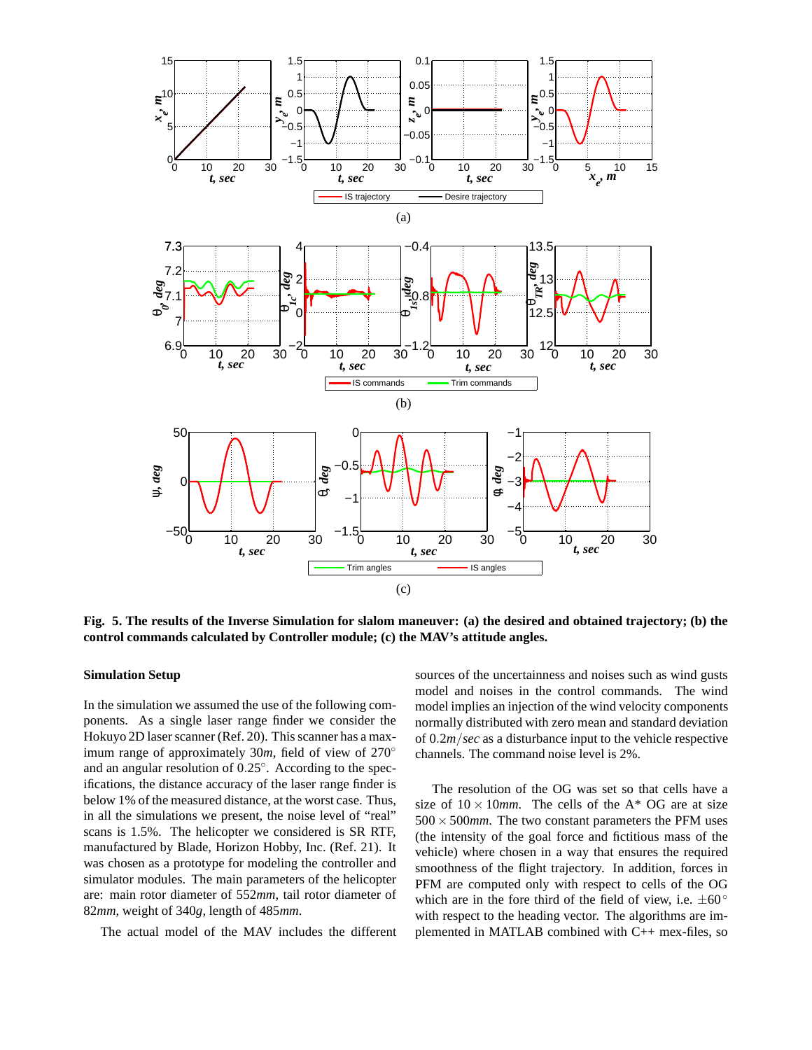**Fig. 5. The results of the Inverse Simulation for slalom maneuver: (a) the desired and obtained trajectory; (b) the control commands calculated by Controller module; (c) the MAV's attitude angles.**

### Simulation Setup

In the simulation we assumed the use of the following components. As a single laser range finder we consider the Hokuyo 2D laser scanner (Ref. 20). This scanner has a maximum range of approximately 30*m*, field of view of 270° and an angular resolution of 0.25°. According to the specifications, the distance accuracy of the laser range finder is below 1% of the measured distance, at the worst case. Thus, in all the simulations we present, the noise level of "real" scans is 1.5%. The helicopter we considered is SR RTF, manufactured by Blade, Horizon Hobby, Inc. (Ref. 21). It was chosen as a prototype for modeling the controller and simulator modules. The main parameters of the helicopter are: main rotor diameter of 552*mm*, tail rotor diameter of 82*mm*, weight of 340*g*, length of 485*mm*.

The actual model of the MAV includes the different sources of the uncertainness and noises such as wind gusts model and noises in the control commands. The wind model implies an injection of the wind velocity components normally distributed with zero mean and standard deviation of $0.2m/sec$ as a disturbance input to the vehicle respective channels. The command noise level is 2%.

The resolution of the OG was set so that cells have a size of $10 \times 10mm$. The cells of the A* OG are at size $500 \times 500mm$. The two constant parameters the PFM uses (the intensity of the goal force and fictitious mass of the vehicle) where chosen in a way that ensures the required smoothness of the flight trajectory. In addition, forces in PFM are computed only with respect to cells of the OG which are in the fore third of the field of view, i.e. $\pm 60°$ with respect to the heading vector. The algorithms are implemented in MATLAB combined with C++ mex-files, so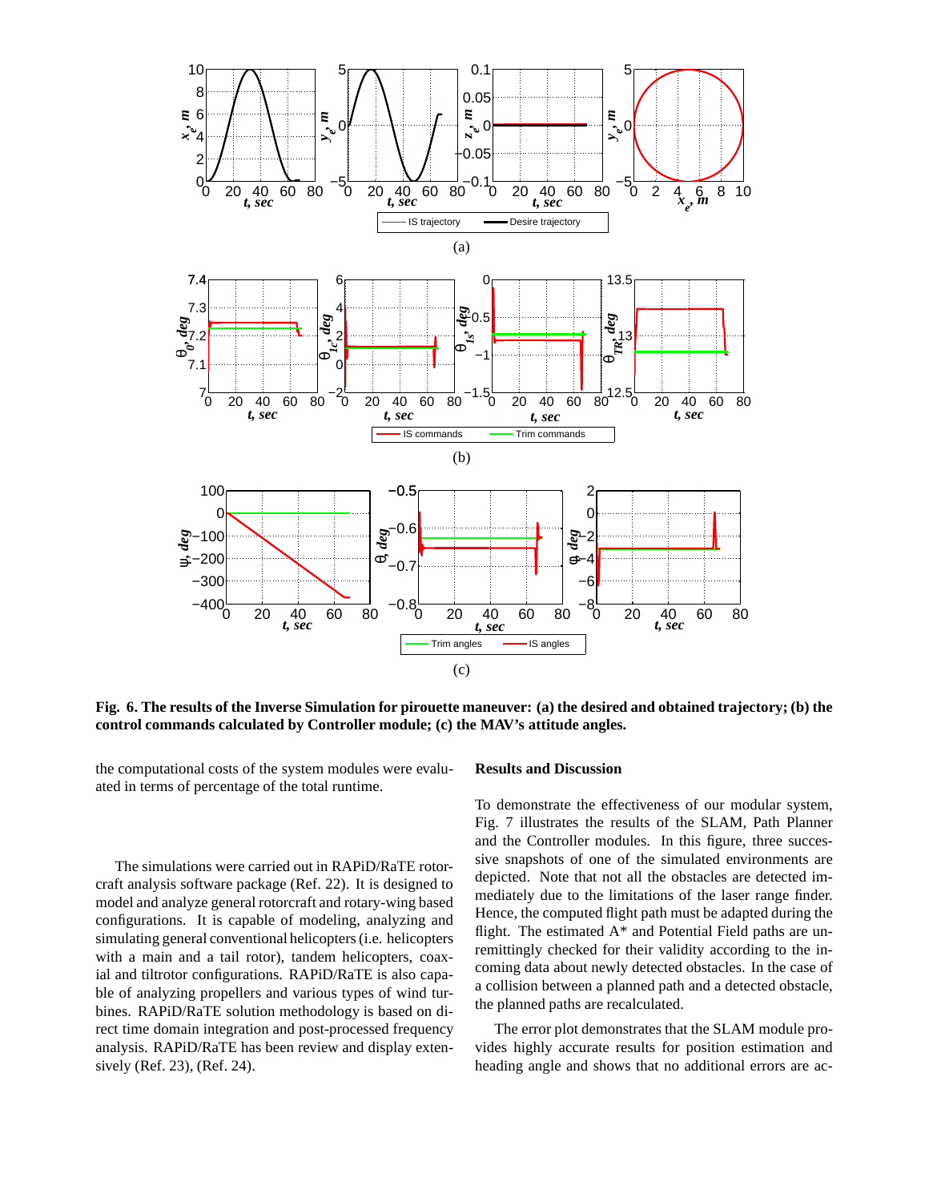**Fig. 6. The results of the Inverse Simulation for pirouette maneuver: (a) the desired and obtained trajectory; (b) the control commands calculated by Controller module; (c) the MAV's attitude angles.**

the computational costs of the system modules were evaluated in terms of percentage of the total runtime.

The simulations were carried out in RAPiD/RaTE rotorcraft analysis software package (Ref. 22). It is designed to model and analyze general rotorcraft and rotary-wing based configurations. It is capable of modeling, analyzing and simulating general conventional helicopters (i.e. helicopters with a main and a tail rotor), tandem helicopters, coaxial and tiltrotor configurations. RAPiD/RaTE is also capable of analyzing propellers and various types of wind turbines. RAPiD/RaTE solution methodology is based on direct time domain integration and post-processed frequency analysis. RAPiD/RaTE has been review and display extensively (Ref. 23), (Ref. 24).

## Results and Discussion

To demonstrate the effectiveness of our modular system, Fig. 7 illustrates the results of the SLAM, Path Planner and the Controller modules. In this figure, three successive snapshots of one of the simulated environments are depicted. Note that not all the obstacles are detected immediately due to the limitations of the laser range finder. Hence, the computed flight path must be adapted during the flight. The estimated A* and Potential Field paths are unremittingly checked for their validity according to the incoming data about newly detected obstacles. In the case of a collision between a planned path and a detected obstacle, the planned paths are recalculated.

The error plot demonstrates that the SLAM module provides highly accurate results for position estimation and heading angle and shows that no additional errors are ac-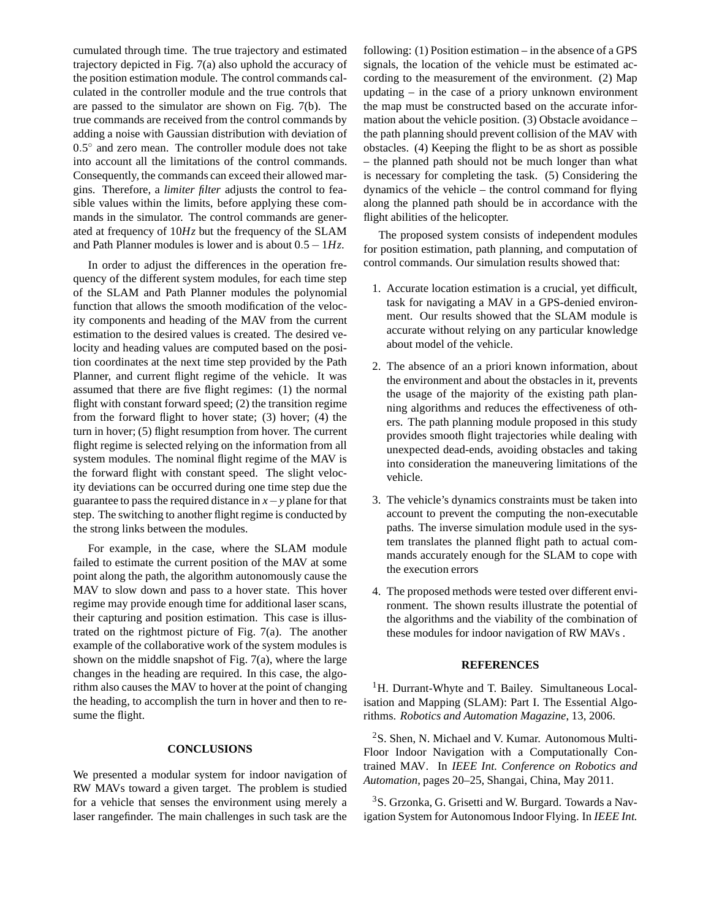cumulated through time. The true trajectory and estimated trajectory depicted in Fig. 7(a) also uphold the accuracy of the position estimation module. The control commands calculated in the controller module and the true controls that are passed to the simulator are shown on Fig. 7(b). The true commands are received from the control commands by adding a noise with Gaussian distribution with deviation of $0.5^{\circ}$ and zero mean. The controller module does not take into account all the limitations of the control commands. Consequently, the commands can exceed their allowed margins. Therefore, a *limiter filter* adjusts the control to feasible values within the limits, before applying these commands in the simulator. The control commands are generated at frequency of $10Hz$ but the frequency of the SLAM and Path Planner modules is lower and is about $0.5-1Hz$.

In order to adjust the differences in the operation frequency of the different system modules, for each time step of the SLAM and Path Planner modules the polynomial function that allows the smooth modification of the velocity components and heading of the MAV from the current estimation to the desired values is created. The desired velocity and heading values are computed based on the position coordinates at the next time step provided by the Path Planner, and current flight regime of the vehicle. It was assumed that there are five flight regimes: (1) the normal flight with constant forward speed; (2) the transition regime from the forward flight to hover state; (3) hover; (4) the turn in hover; (5) flight resumption from hover. The current flight regime is selected relying on the information from all system modules. The nominal flight regime of the MAV is the forward flight with constant speed. The slight velocity deviations can be occurred during one time step due the guarantee to pass the required distance in $x-y$ plane for that step. The switching to another flight regime is conducted by the strong links between the modules.

For example, in the case, where the SLAM module failed to estimate the current position of the MAV at some point along the path, the algorithm autonomously cause the MAV to slow down and pass to a hover state. This hover regime may provide enough time for additional laser scans, their capturing and position estimation. This case is illustrated on the rightmost picture of Fig. 7(a). The another example of the collaborative work of the system modules is shown on the middle snapshot of Fig. 7(a), where the large changes in the heading are required. In this case, the algorithm also causes the MAV to hover at the point of changing the heading, to accomplish the turn in hover and then to resume the flight.

## CONCLUSIONS

We presented a modular system for indoor navigation of RW MAVs toward a given target. The problem is studied for a vehicle that senses the environment using merely a laser rangefinder. The main challenges in such task are the following: (1) Position estimation – in the absence of a GPS signals, the location of the vehicle must be estimated according to the measurement of the environment. (2) Map updating – in the case of a priory unknown environment the map must be constructed based on the accurate information about the vehicle position. (3) Obstacle avoidance – the path planning should prevent collision of the MAV with obstacles. (4) Keeping the flight to be as short as possible – the planned path should not be much longer than what is necessary for completing the task. (5) Considering the dynamics of the vehicle – the control command for flying along the planned path should be in accordance with the flight abilities of the helicopter.

The proposed system consists of independent modules for position estimation, path planning, and computation of control commands. Our simulation results showed that:

1. Accurate location estimation is a crucial, yet difficult, task for navigating a MAV in a GPS-denied environment. Our results showed that the SLAM module is accurate without relying on any particular knowledge about model of the vehicle.
2. The absence of an a priori known information, about the environment and about the obstacles in it, prevents the usage of the majority of the existing path planning algorithms and reduces the effectiveness of others. The path planning module proposed in this study provides smooth flight trajectories while dealing with unexpected dead-ends, avoiding obstacles and taking into consideration the maneuvering limitations of the vehicle.
3. The vehicle's dynamics constraints must be taken into account to prevent the computing the non-executable paths. The inverse simulation module used in the system translates the planned flight path to actual commands accurately enough for the SLAM to cope with the execution errors
4. The proposed methods were tested over different environment. The shown results illustrate the potential of the algorithms and the viability of the combination of these modules for indoor navigation of RW MAVs .

## REFERENCES

[1] H. Durrant-Whyte and T. Bailey. Simultaneous Localisation and Mapping (SLAM): Part I. The Essential Algorithms. *Robotics and Automation Magazine*, 13, 2006.

[2] S. Shen, N. Michael and V. Kumar. Autonomous Multi-Floor Indoor Navigation with a Computationally Contrained MAV. In *IEEE Int. Conference on Robotics and Automation*, pages 20–25, Shangai, China, May 2011.

[3] S. Grzonka, G. Grisetti and W. Burgard. Towards a Navigation System for Autonomous Indoor Flying. In *IEEE Int.*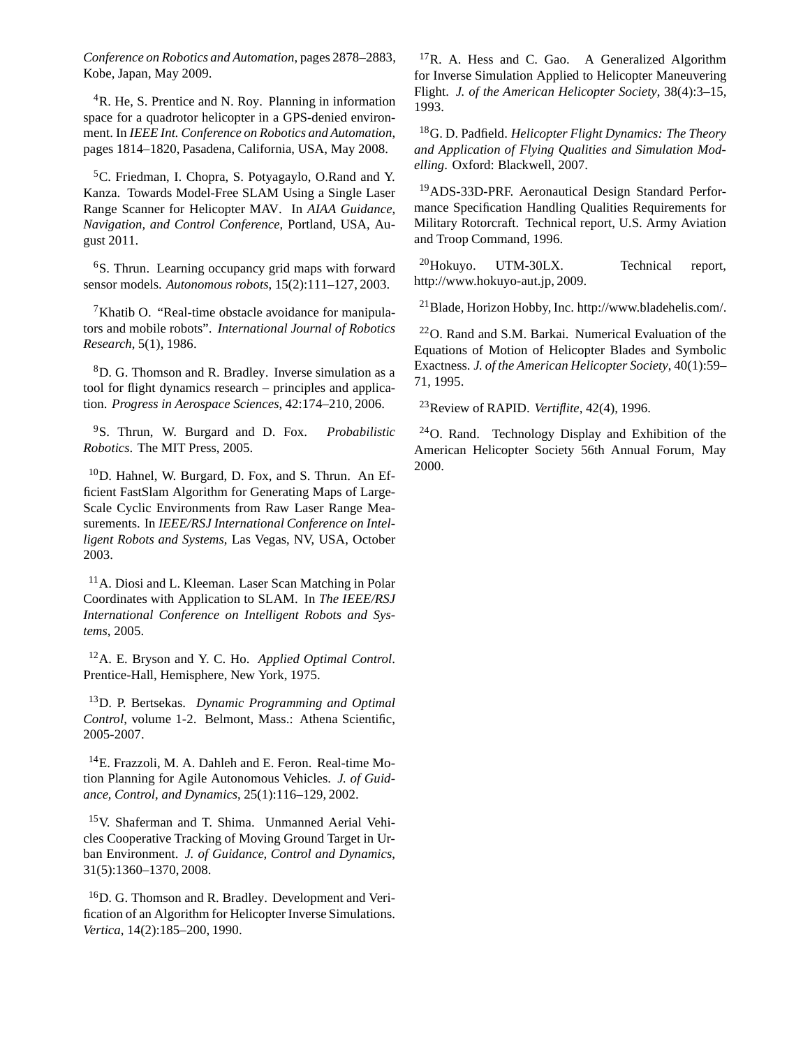*Conference on Robotics and Automation*, pages 2878–2883, Kobe, Japan, May 2009.

[4]R. He, S. Prentice and N. Roy. Planning in information space for a quadrotor helicopter in a GPS-denied environment. In *IEEE Int. Conference on Robotics and Automation*, pages 1814–1820, Pasadena, California, USA, May 2008.

[5]C. Friedman, I. Chopra, S. Potyagaylo, O.Rand and Y. Kanza. Towards Model-Free SLAM Using a Single Laser Range Scanner for Helicopter MAV. In *AIAA Guidance, Navigation, and Control Conference*, Portland, USA, August 2011.

[6]S. Thrun. Learning occupancy grid maps with forward sensor models. *Autonomous robots*, 15(2):111–127, 2003.

[7]Khatib O. "Real-time obstacle avoidance for manipulators and mobile robots". *International Journal of Robotics Research*, 5(1), 1986.

[8]D. G. Thomson and R. Bradley. Inverse simulation as a tool for flight dynamics research – principles and application. *Progress in Aerospace Sciences*, 42:174–210, 2006.

[9]S. Thrun, W. Burgard and D. Fox. *Probabilistic Robotics*. The MIT Press, 2005.

[10]D. Hahnel, W. Burgard, D. Fox, and S. Thrun. An Efficient FastSlam Algorithm for Generating Maps of Large-Scale Cyclic Environments from Raw Laser Range Measurements. In *IEEE/RSJ International Conference on Intelligent Robots and Systems*, Las Vegas, NV, USA, October 2003.

[11]A. Diosi and L. Kleeman. Laser Scan Matching in Polar Coordinates with Application to SLAM. In *The IEEE/RSJ International Conference on Intelligent Robots and Systems*, 2005.

[12]A. E. Bryson and Y. C. Ho. *Applied Optimal Control*. Prentice-Hall, Hemisphere, New York, 1975.

[13]D. P. Bertsekas. *Dynamic Programming and Optimal Control*, volume 1-2. Belmont, Mass.: Athena Scientific, 2005-2007.

[14]E. Frazzoli, M. A. Dahleh and E. Feron. Real-time Motion Planning for Agile Autonomous Vehicles. *J. of Guidance, Control, and Dynamics*, 25(1):116–129, 2002.

[15]V. Shaferman and T. Shima. Unmanned Aerial Vehicles Cooperative Tracking of Moving Ground Target in Urban Environment. *J. of Guidance, Control and Dynamics*, 31(5):1360–1370, 2008.

[16]D. G. Thomson and R. Bradley. Development and Verification of an Algorithm for Helicopter Inverse Simulations. *Vertica*, 14(2):185–200, 1990.

[17]R. A. Hess and C. Gao. A Generalized Algorithm for Inverse Simulation Applied to Helicopter Maneuvering Flight. *J. of the American Helicopter Society*, 38(4):3–15, 1993.

[18]G. D. Padfield. *Helicopter Flight Dynamics: The Theory and Application of Flying Qualities and Simulation Modelling*. Oxford: Blackwell, 2007.

[19]ADS-33D-PRF. Aeronautical Design Standard Performance Specification Handling Qualities Requirements for Military Rotorcraft. Technical report, U.S. Army Aviation and Troop Command, 1996.

[20]Hokuyo. UTM-30LX. Technical report, http://www.hokuyo-aut.jp, 2009.

[21]Blade, Horizon Hobby, Inc. http://www.bladehelis.com/.

[22]O. Rand and S.M. Barkai. Numerical Evaluation of the Equations of Motion of Helicopter Blades and Symbolic Exactness. *J. of the American Helicopter Society*, 40(1):59–71, 1995.

[23]Review of RAPID. *Vertiflite*, 42(4), 1996.

[24]O. Rand. Technology Display and Exhibition of the American Helicopter Society 56th Annual Forum, May 2000.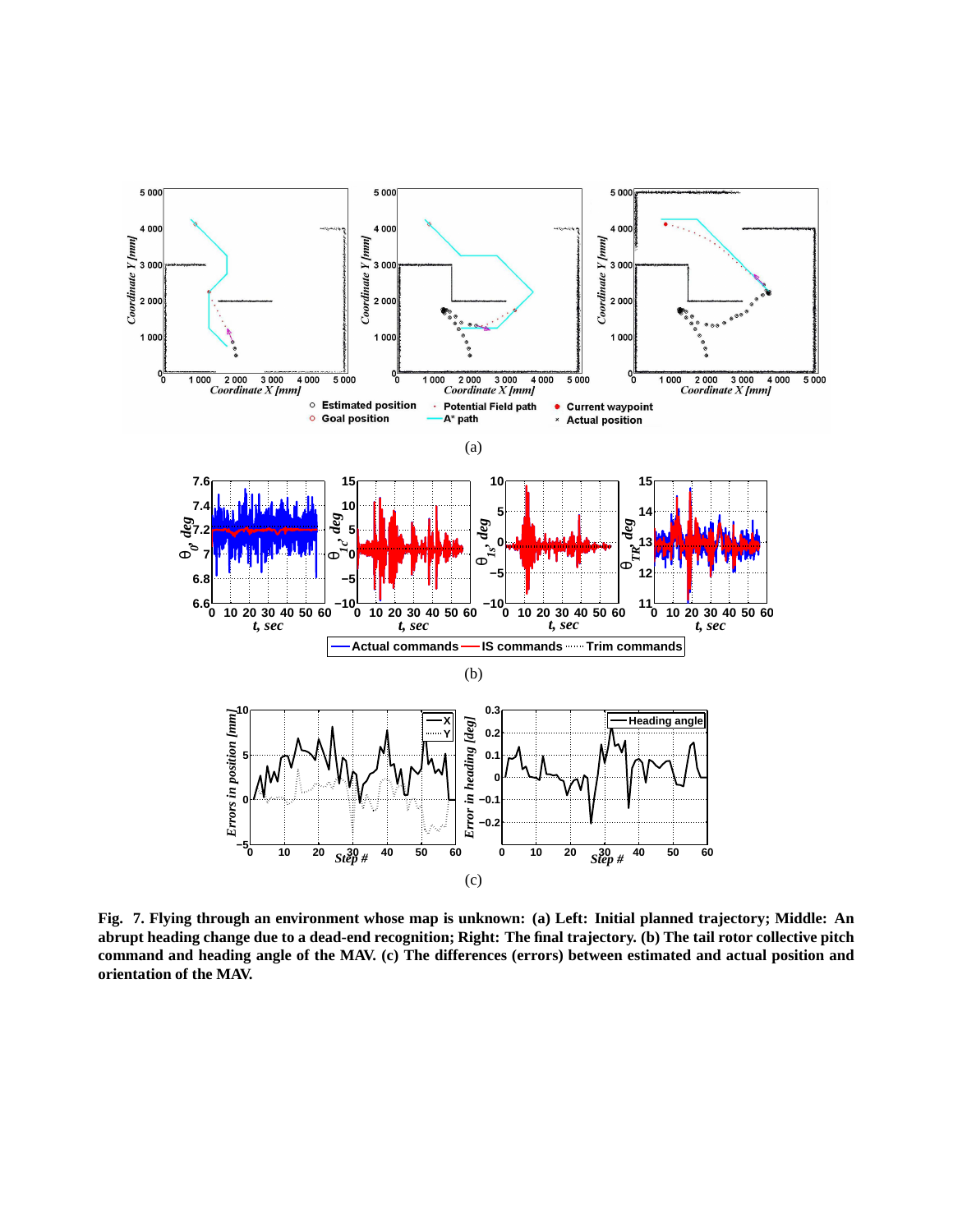Coordinate Y [mm]

5 000
4 000
3 000
2 000
1 000
0

0 1 000 2 000 3 000 4 000 5 000

Coordinate X [mm]

Estimated position
Goal position
Potential Field path
A* path
Current waypoint
Actual position

(a)

$\theta_0$, deg

$\theta_{1c}$, deg

$\theta_{1s}$, deg

$\theta_{TR}$, deg

t, sec

Actual commands
IS commands
Trim commands

(b)

Errors in position [mm]

X
Y

Step #

Error in heading [deg]

Heading angle

Step #

(c)

**Fig. 7. Flying through an environment whose map is unknown: (a) Left: Initial planned trajectory; Middle: An abrupt heading change due to a dead-end recognition; Right: The final trajectory. (b) The tail rotor collective pitch command and heading angle of the MAV. (c) The differences (errors) between estimated and actual position and orientation of the MAV.**